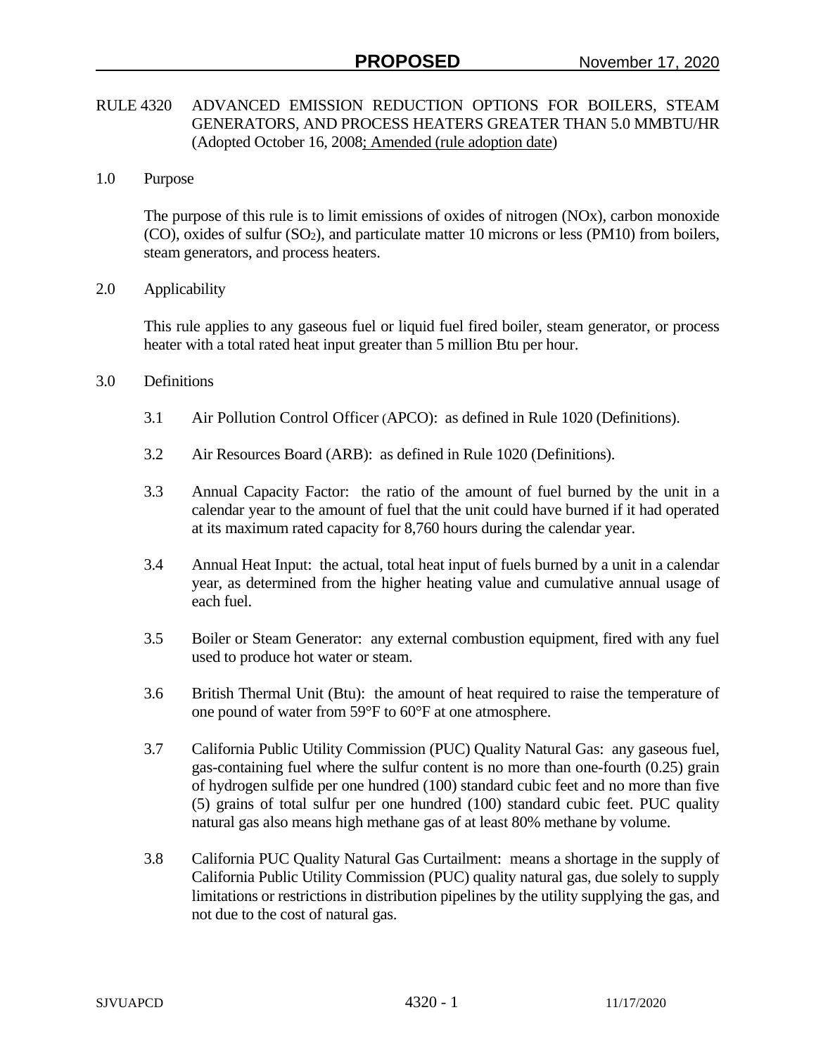**PROPOSED** November 17, 2020

RULE 4320 ADVANCED EMISSION REDUCTION OPTIONS FOR BOILERS, STEAM GENERATORS, AND PROCESS HEATERS GREATER THAN 5.0 MMBTU/HR (Adopted October 16, 2008; Amended (rule adoption date))

## 1.0 Purpose

The purpose of this rule is to limit emissions of oxides of nitrogen (NOx), carbon monoxide (CO), oxides of sulfur ($SO_2$), and particulate matter 10 microns or less (PM10) from boilers, steam generators, and process heaters.

## 2.0 Applicability

This rule applies to any gaseous fuel or liquid fuel fired boiler, steam generator, or process heater with a total rated heat input greater than 5 million Btu per hour.

## 3.0 Definitions

3.1 Air Pollution Control Officer (APCO): as defined in Rule 1020 (Definitions).

3.2 Air Resources Board (ARB): as defined in Rule 1020 (Definitions).

3.3 Annual Capacity Factor: the ratio of the amount of fuel burned by the unit in a calendar year to the amount of fuel that the unit could have burned if it had operated at its maximum rated capacity for 8,760 hours during the calendar year.

3.4 Annual Heat Input: the actual, total heat input of fuels burned by a unit in a calendar year, as determined from the higher heating value and cumulative annual usage of each fuel.

3.5 Boiler or Steam Generator: any external combustion equipment, fired with any fuel used to produce hot water or steam.

3.6 British Thermal Unit (Btu): the amount of heat required to raise the temperature of one pound of water from 59°F to 60°F at one atmosphere.

3.7 California Public Utility Commission (PUC) Quality Natural Gas: any gaseous fuel, gas-containing fuel where the sulfur content is no more than one-fourth (0.25) grain of hydrogen sulfide per one hundred (100) standard cubic feet and no more than five (5) grains of total sulfur per one hundred (100) standard cubic feet. PUC quality natural gas also means high methane gas of at least 80% methane by volume.

3.8 California PUC Quality Natural Gas Curtailment: means a shortage in the supply of California Public Utility Commission (PUC) quality natural gas, due solely to supply limitations or restrictions in distribution pipelines by the utility supplying the gas, and not due to the cost of natural gas.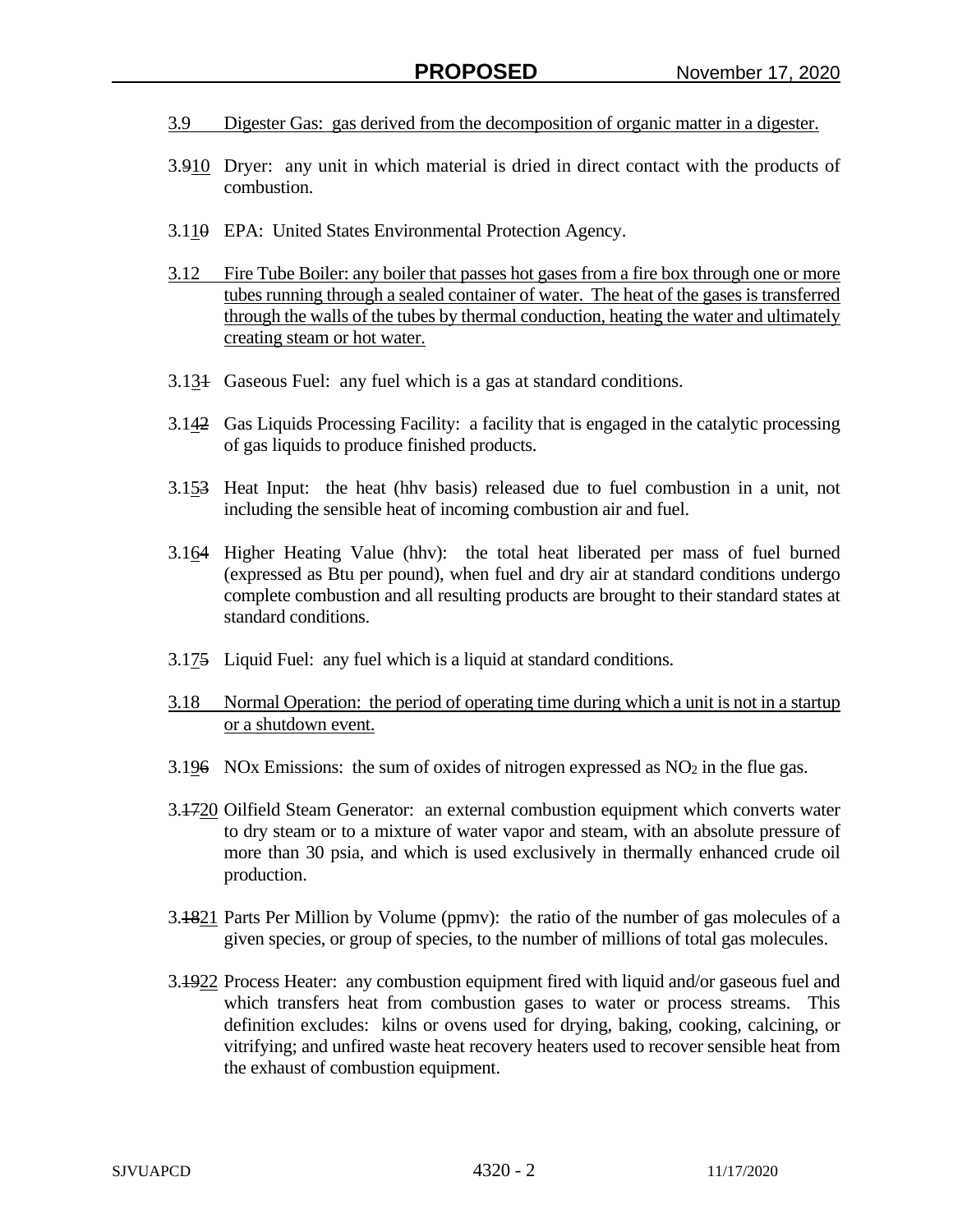3.9 Digester Gas: gas derived from the decomposition of organic matter in a digester.

3.~~9~~10 Dryer: any unit in which material is dried in direct contact with the products of combustion.

3.1~~0~~1 EPA: United States Environmental Protection Agency.

3.12 Fire Tube Boiler: any boiler that passes hot gases from a fire box through one or more tubes running through a sealed container of water. The heat of the gases is transferred through the walls of the tubes by thermal conduction, heating the water and ultimately creating steam or hot water.

3.13~~1~~ Gaseous Fuel: any fuel which is a gas at standard conditions.

3.14~~2~~ Gas Liquids Processing Facility: a facility that is engaged in the catalytic processing of gas liquids to produce finished products.

3.15~~3~~ Heat Input: the heat (hhv basis) released due to fuel combustion in a unit, not including the sensible heat of incoming combustion air and fuel.

3.16~~4~~ Higher Heating Value (hhv): the total heat liberated per mass of fuel burned (expressed as Btu per pound), when fuel and dry air at standard conditions undergo complete combustion and all resulting products are brought to their standard states at standard conditions.

3.17~~5~~ Liquid Fuel: any fuel which is a liquid at standard conditions.

3.18 Normal Operation: the period of operating time during which a unit is not in a startup or a shutdown event.

3.19~~6~~ NOx Emissions: the sum of oxides of nitrogen expressed as $NO_2$ in the flue gas.

3.~~17~~20 Oilfield Steam Generator: an external combustion equipment which converts water to dry steam or to a mixture of water vapor and steam, with an absolute pressure of more than 30 psia, and which is used exclusively in thermally enhanced crude oil production.

3.~~18~~21 Parts Per Million by Volume (ppmv): the ratio of the number of gas molecules of a given species, or group of species, to the number of millions of total gas molecules.

3.~~19~~22 Process Heater: any combustion equipment fired with liquid and/or gaseous fuel and which transfers heat from combustion gases to water or process streams. This definition excludes: kilns or ovens used for drying, baking, cooking, calcining, or vitrifying; and unfired waste heat recovery heaters used to recover sensible heat from the exhaust of combustion equipment.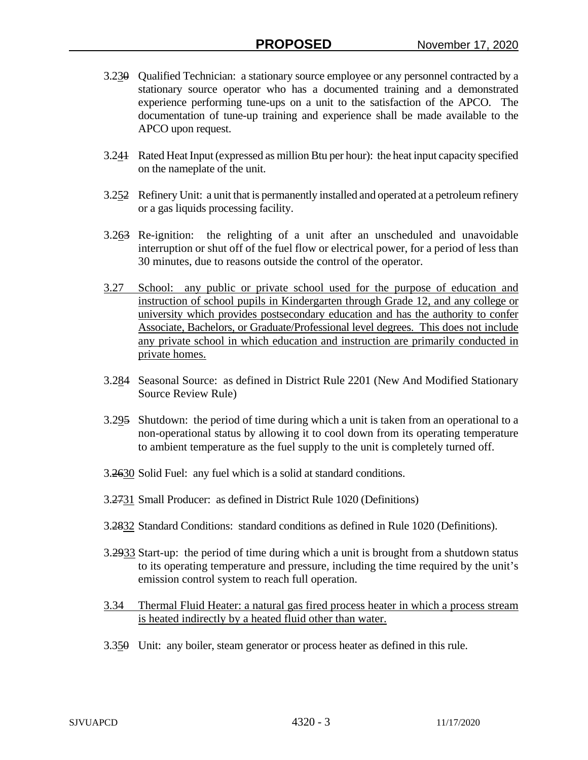3.230 Qualified Technician: a stationary source employee or any personnel contracted by a stationary source operator who has a documented training and a demonstrated experience performing tune-ups on a unit to the satisfaction of the APCO. The documentation of tune-up training and experience shall be made available to the APCO upon request.

3.241 Rated Heat Input (expressed as million Btu per hour): the heat input capacity specified on the nameplate of the unit.

3.252 Refinery Unit: a unit that is permanently installed and operated at a petroleum refinery or a gas liquids processing facility.

3.263 Re-ignition: the relighting of a unit after an unscheduled and unavoidable interruption or shut off of the fuel flow or electrical power, for a period of less than 30 minutes, due to reasons outside the control of the operator.

3.27 School: any public or private school used for the purpose of education and instruction of school pupils in Kindergarten through Grade 12, and any college or university which provides postsecondary education and has the authority to confer Associate, Bachelors, or Graduate/Professional level degrees. This does not include any private school in which education and instruction are primarily conducted in private homes.

3.284 Seasonal Source: as defined in District Rule 2201 (New And Modified Stationary Source Review Rule)

3.295 Shutdown: the period of time during which a unit is taken from an operational to a non-operational status by allowing it to cool down from its operating temperature to ambient temperature as the fuel supply to the unit is completely turned off.

3.2630 Solid Fuel: any fuel which is a solid at standard conditions.

3.2731 Small Producer: as defined in District Rule 1020 (Definitions)

3.2832 Standard Conditions: standard conditions as defined in Rule 1020 (Definitions).

3.2933 Start-up: the period of time during which a unit is brought from a shutdown status to its operating temperature and pressure, including the time required by the unit's emission control system to reach full operation.

3.34 Thermal Fluid Heater: a natural gas fired process heater in which a process stream is heated indirectly by a heated fluid other than water.

3.350 Unit: any boiler, steam generator or process heater as defined in this rule.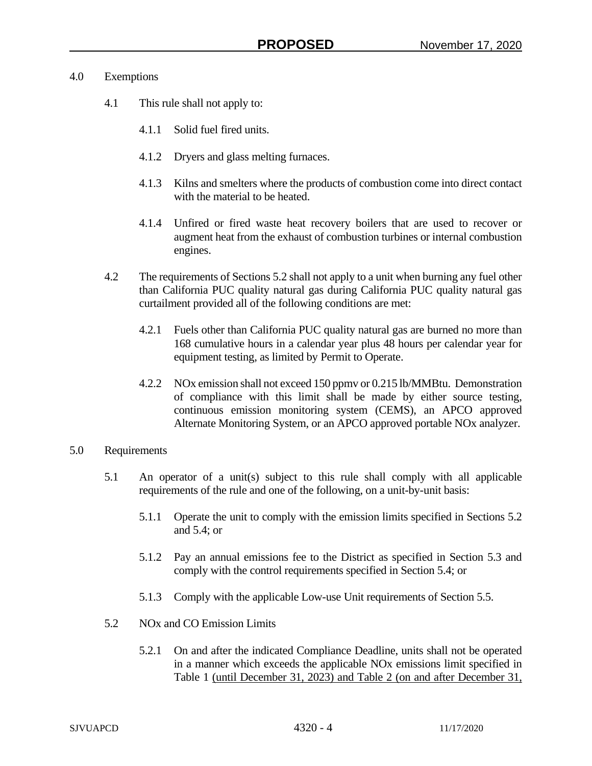4.0 Exemptions

4.1 This rule shall not apply to:

4.1.1 Solid fuel fired units.

4.1.2 Dryers and glass melting furnaces.

4.1.3 Kilns and smelters where the products of combustion come into direct contact with the material to be heated.

4.1.4 Unfired or fired waste heat recovery boilers that are used to recover or augment heat from the exhaust of combustion turbines or internal combustion engines.

4.2 The requirements of Sections 5.2 shall not apply to a unit when burning any fuel other than California PUC quality natural gas during California PUC quality natural gas curtailment provided all of the following conditions are met:

4.2.1 Fuels other than California PUC quality natural gas are burned no more than 168 cumulative hours in a calendar year plus 48 hours per calendar year for equipment testing, as limited by Permit to Operate.

4.2.2 NOx emission shall not exceed 150 ppmv or 0.215 lb/MMBtu. Demonstration of compliance with this limit shall be made by either source testing, continuous emission monitoring system (CEMS), an APCO approved Alternate Monitoring System, or an APCO approved portable NOx analyzer.

5.0 Requirements

5.1 An operator of a unit(s) subject to this rule shall comply with all applicable requirements of the rule and one of the following, on a unit-by-unit basis:

5.1.1 Operate the unit to comply with the emission limits specified in Sections 5.2 and 5.4; or

5.1.2 Pay an annual emissions fee to the District as specified in Section 5.3 and comply with the control requirements specified in Section 5.4; or

5.1.3 Comply with the applicable Low-use Unit requirements of Section 5.5.

5.2 NOx and CO Emission Limits

5.2.1 On and after the indicated Compliance Deadline, units shall not be operated in a manner which exceeds the applicable NOx emissions limit specified in Table 1 <u>(until December 31, 2023) and Table 2 (on and after December 31,</u>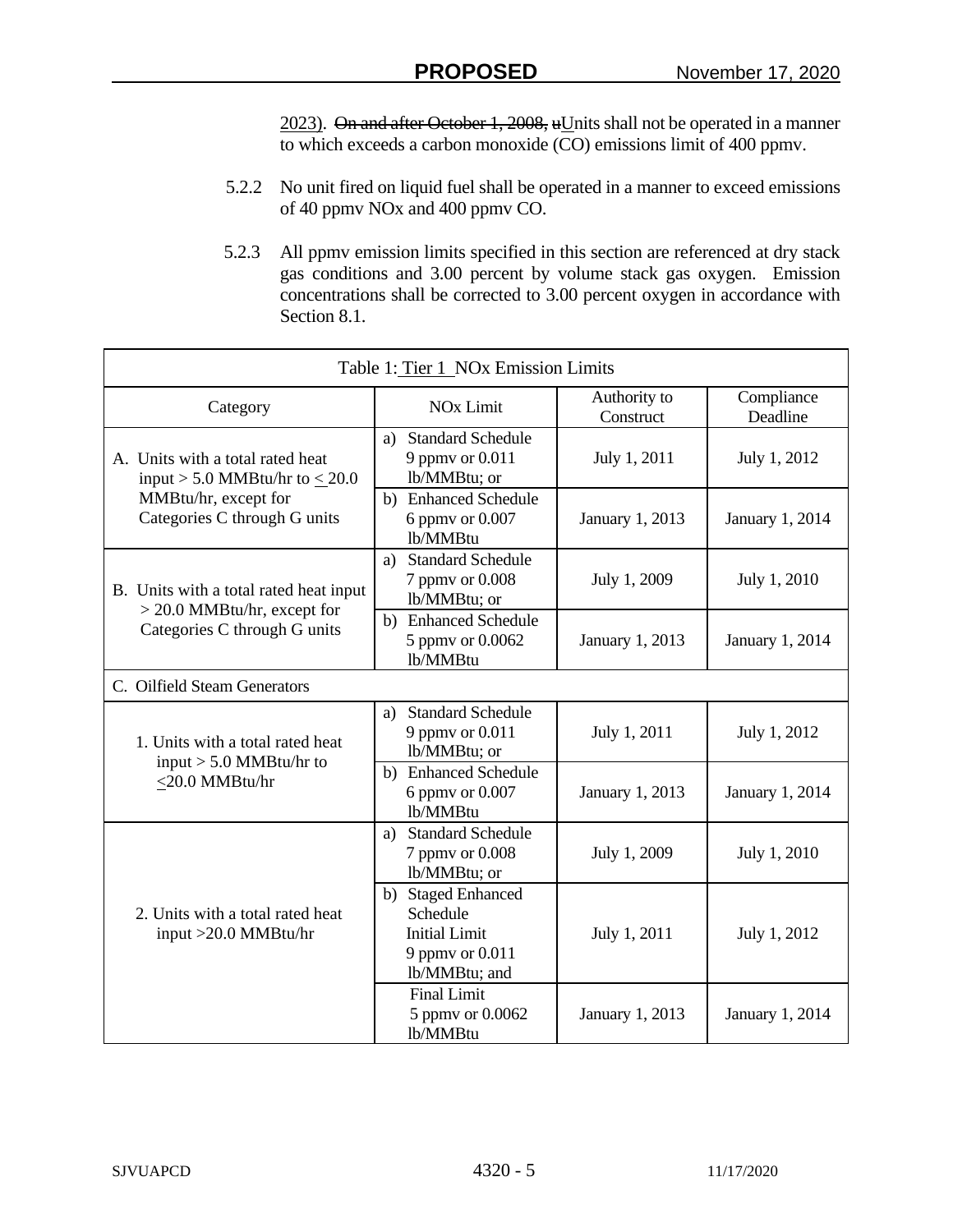2023). ~~On and after October 1, 2008, u~~Units shall not be operated in a manner to which exceeds a carbon monoxide (CO) emissions limit of 400 ppmv.

5.2.2 No unit fired on liquid fuel shall be operated in a manner to exceed emissions of 40 ppmv NOx and 400 ppmv CO.

5.2.3 All ppmv emission limits specified in this section are referenced at dry stack gas conditions and 3.00 percent by volume stack gas oxygen. Emission concentrations shall be corrected to 3.00 percent oxygen in accordance with Section 8.1.

| Table 1: Tier 1 NOx Emission Limits | | | |
|---|---|---|---|
| Category | NOx Limit | Authority to Construct | Compliance Deadline |
| A. Units with a total rated heat input > 5.0 MMBtu/hr to ≤ 20.0 MMBtu/hr, except for Categories C through G units | a) Standard Schedule 9 ppmv or 0.011 lb/MMBtu; or | July 1, 2011 | July 1, 2012 |
| | b) Enhanced Schedule 6 ppmv or 0.007 lb/MMBtu | January 1, 2013 | January 1, 2014 |
| B. Units with a total rated heat input > 20.0 MMBtu/hr, except for Categories C through G units | a) Standard Schedule 7 ppmv or 0.008 lb/MMBtu; or | July 1, 2009 | July 1, 2010 |
| | b) Enhanced Schedule 5 ppmv or 0.0062 lb/MMBtu | January 1, 2013 | January 1, 2014 |
| C. Oilfield Steam Generators | | | |
| 1. Units with a total rated heat input > 5.0 MMBtu/hr to ≤20.0 MMBtu/hr | a) Standard Schedule 9 ppmv or 0.011 lb/MMBtu; or | July 1, 2011 | July 1, 2012 |
| | b) Enhanced Schedule 6 ppmv or 0.007 lb/MMBtu | January 1, 2013 | January 1, 2014 |
| 2. Units with a total rated heat input >20.0 MMBtu/hr | a) Standard Schedule 7 ppmv or 0.008 lb/MMBtu; or | July 1, 2009 | July 1, 2010 |
| | b) Staged Enhanced Schedule Initial Limit 9 ppmv or 0.011 lb/MMBtu; and | July 1, 2011 | July 1, 2012 |
| | Final Limit 5 ppmv or 0.0062 lb/MMBtu | January 1, 2013 | January 1, 2014 |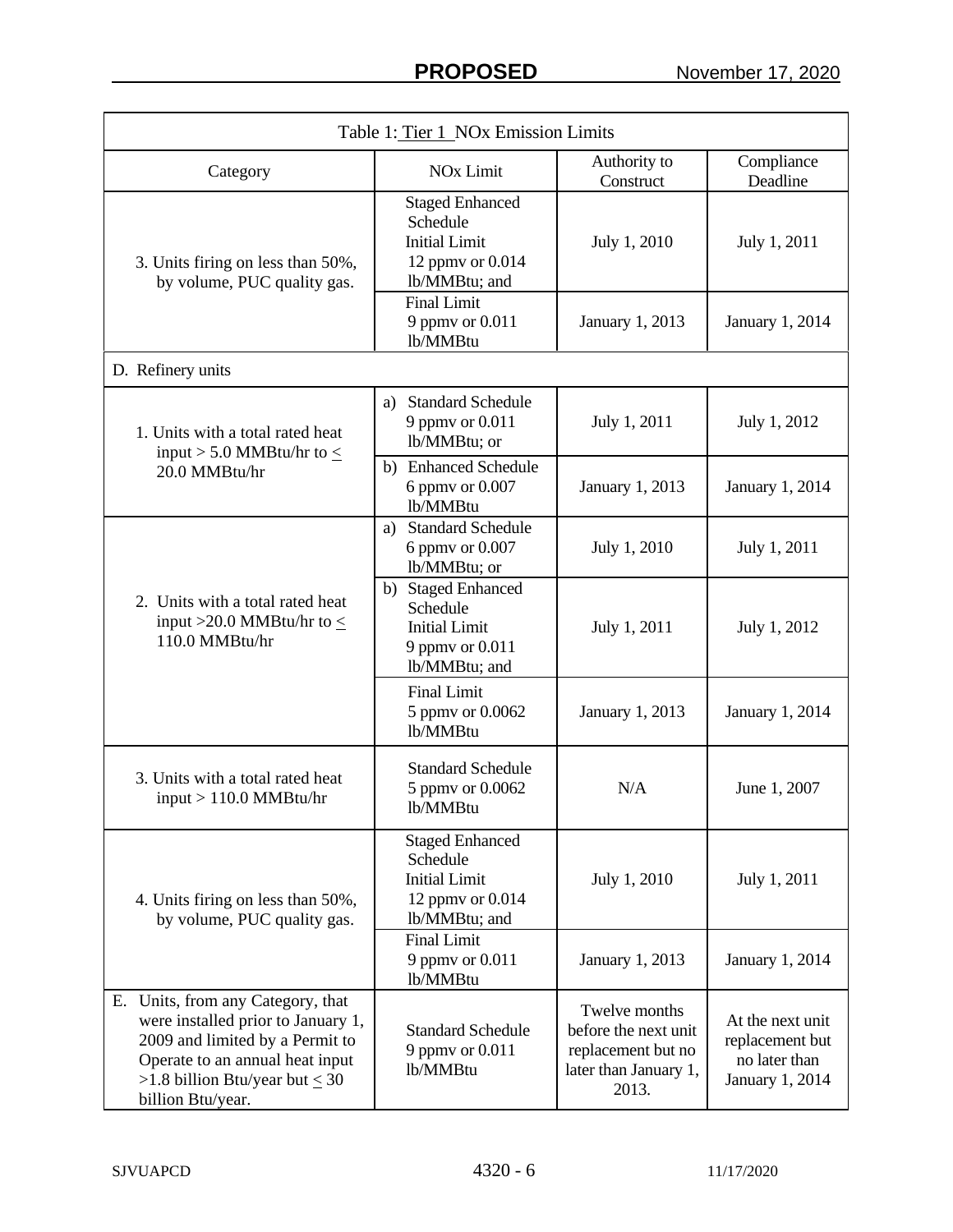| Table 1: Tier 1 NOx Emission Limits | | | |
|---|---|---|---|
| Category | NOx Limit | Authority to Construct | Compliance Deadline |
| 3. Units firing on less than 50%, by volume, PUC quality gas. | Staged Enhanced Schedule<br>Initial Limit<br>12 ppmv or 0.014 lb/MMBtu; and | July 1, 2010 | July 1, 2011 |
| | Final Limit<br>9 ppmv or 0.011 lb/MMBtu | January 1, 2013 | January 1, 2014 |
| D. Refinery units | | | |
| 1. Units with a total rated heat input > 5.0 MMBtu/hr to ≤ 20.0 MMBtu/hr | a) Standard Schedule<br>9 ppmv or 0.011 lb/MMBtu; or | July 1, 2011 | July 1, 2012 |
| | b) Enhanced Schedule<br>6 ppmv or 0.007 lb/MMBtu | January 1, 2013 | January 1, 2014 |
| 2. Units with a total rated heat input >20.0 MMBtu/hr to ≤ 110.0 MMBtu/hr | a) Standard Schedule<br>6 ppmv or 0.007 lb/MMBtu; or | July 1, 2010 | July 1, 2011 |
| | b) Staged Enhanced Schedule<br>Initial Limit<br>9 ppmv or 0.011 lb/MMBtu; and | July 1, 2011 | July 1, 2012 |
| | Final Limit<br>5 ppmv or 0.0062 lb/MMBtu | January 1, 2013 | January 1, 2014 |
| 3. Units with a total rated heat input > 110.0 MMBtu/hr | Standard Schedule<br>5 ppmv or 0.0062 lb/MMBtu | N/A | June 1, 2007 |
| 4. Units firing on less than 50%, by volume, PUC quality gas. | Staged Enhanced Schedule<br>Initial Limit<br>12 ppmv or 0.014 lb/MMBtu; and | July 1, 2010 | July 1, 2011 |
| | Final Limit<br>9 ppmv or 0.011 lb/MMBtu | January 1, 2013 | January 1, 2014 |
| E. Units, from any Category, that were installed prior to January 1, 2009 and limited by a Permit to Operate to an annual heat input >1.8 billion Btu/year but ≤ 30 billion Btu/year. | Standard Schedule<br>9 ppmv or 0.011 lb/MMBtu | Twelve months before the next unit replacement but no later than January 1, 2013. | At the next unit replacement but no later than January 1, 2014 |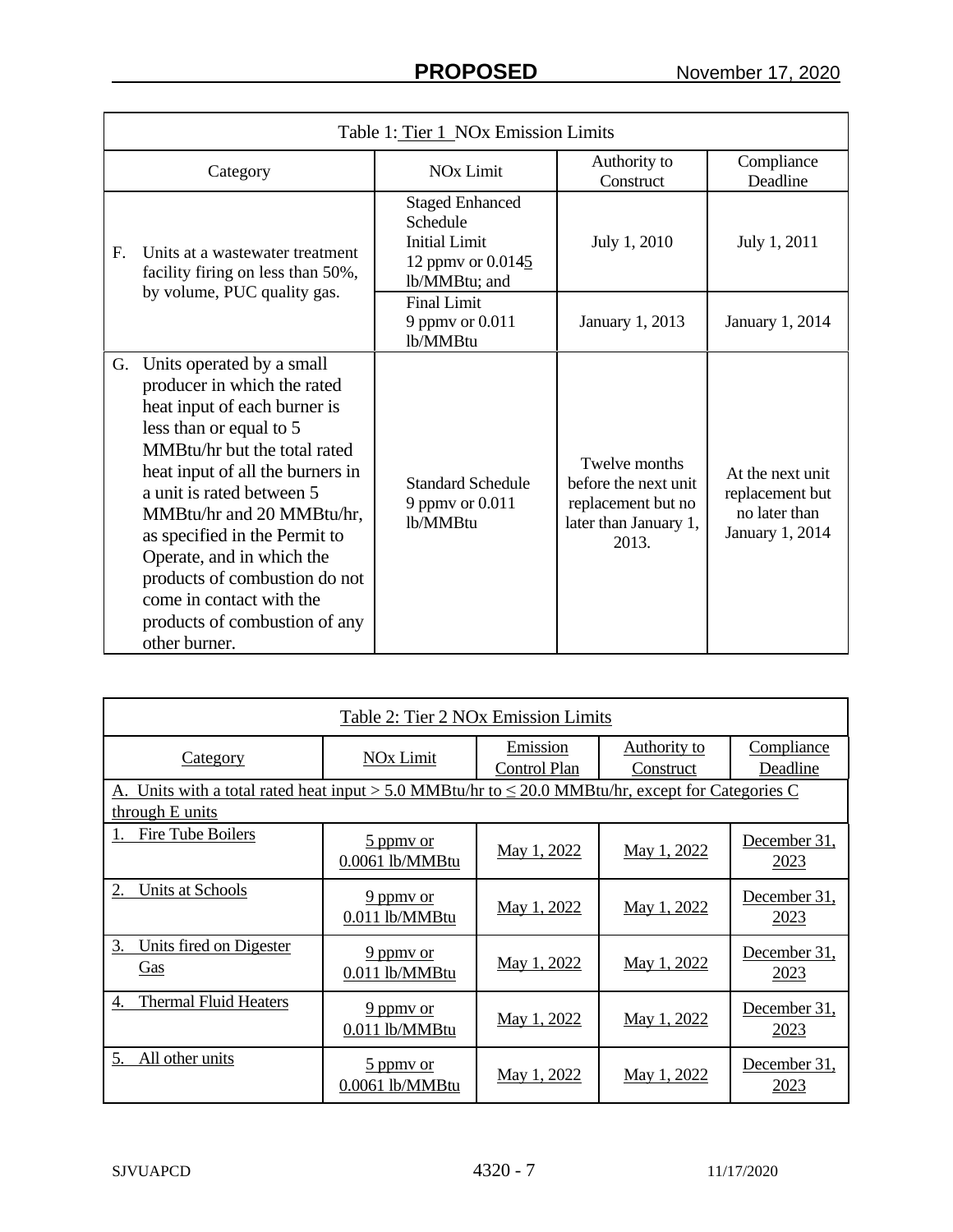| Table 1: Tier 1 NOx Emission Limits | | | |
|---|---|---|---|
| Category | NOx Limit | Authority to Construct | Compliance Deadline |
| F. Units at a wastewater treatment facility firing on less than 50%, by volume, PUC quality gas. | Staged Enhanced Schedule Initial Limit 12 ppmv or 0.0145 lb/MMBtu; and | July 1, 2010 | July 1, 2011 |
| | Final Limit 9 ppmv or 0.011 lb/MMBtu | January 1, 2013 | January 1, 2014 |
| G. Units operated by a small producer in which the rated heat input of each burner is less than or equal to 5 MMBtu/hr but the total rated heat input of all the burners in a unit is rated between 5 MMBtu/hr and 20 MMBtu/hr, as specified in the Permit to Operate, and in which the products of combustion do not come in contact with the products of combustion of any other burner. | Standard Schedule 9 ppmv or 0.011 lb/MMBtu | Twelve months before the next unit replacement but no later than January 1, 2013. | At the next unit replacement but no later than January 1, 2014 |

| Table 2: Tier 2 NOx Emission Limits | | | | |
|---|---|---|---|---|
| Category | NOx Limit | Emission Control Plan | Authority to Construct | Compliance Deadline |
| A. Units with a total rated heat input > 5.0 MMBtu/hr to ≤ 20.0 MMBtu/hr, except for Categories C through E units | | | | |
| 1. Fire Tube Boilers | 5 ppmv or 0.0061 lb/MMBtu | May 1, 2022 | May 1, 2022 | December 31, 2023 |
| 2. Units at Schools | 9 ppmv or 0.011 lb/MMBtu | May 1, 2022 | May 1, 2022 | December 31, 2023 |
| 3. Units fired on Digester Gas | 9 ppmv or 0.011 lb/MMBtu | May 1, 2022 | May 1, 2022 | December 31, 2023 |
| 4. Thermal Fluid Heaters | 9 ppmv or 0.011 lb/MMBtu | May 1, 2022 | May 1, 2022 | December 31, 2023 |
| 5. All other units | 5 ppmv or 0.0061 lb/MMBtu | May 1, 2022 | May 1, 2022 | December 31, 2023 |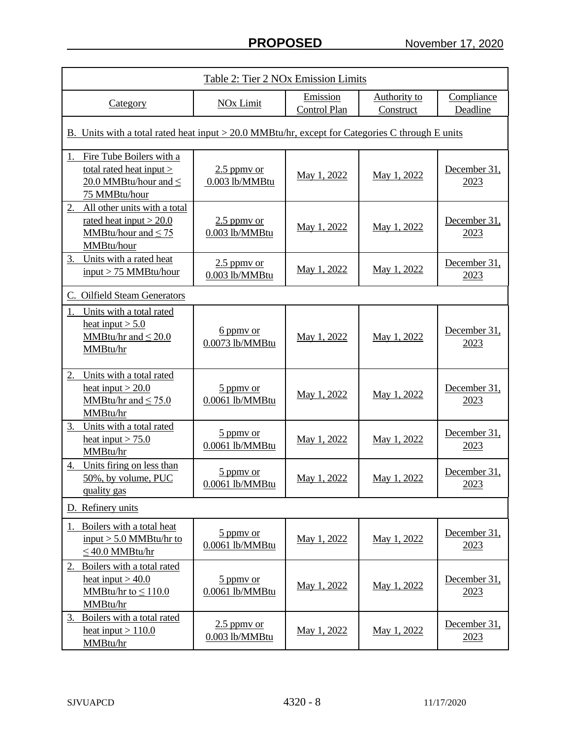| Table 2: Tier 2 NOx Emission Limits | | | | |
|---|---|---|---|---|
| Category | NOx Limit | Emission Control Plan | Authority to Construct | Compliance Deadline |
| B. Units with a total rated heat input > 20.0 MMBtu/hr, except for Categories C through E units | | | | |
| 1. Fire Tube Boilers with a total rated heat input > 20.0 MMBtu/hour and ≤ 75 MMBtu/hour | 2.5 ppmv or 0.003 lb/MMBtu | May 1, 2022 | May 1, 2022 | December 31, 2023 |
| 2. All other units with a total rated heat input > 20.0 MMBtu/hour and ≤ 75 MMBtu/hour | 2.5 ppmv or 0.003 lb/MMBtu | May 1, 2022 | May 1, 2022 | December 31, 2023 |
| 3. Units with a rated heat input > 75 MMBtu/hour | 2.5 ppmv or 0.003 lb/MMBtu | May 1, 2022 | May 1, 2022 | December 31, 2023 |
| C. Oilfield Steam Generators | | | | |
| 1. Units with a total rated heat input > 5.0 MMBtu/hr and ≤ 20.0 MMBtu/hr | 6 ppmv or 0.0073 lb/MMBtu | May 1, 2022 | May 1, 2022 | December 31, 2023 |
| 2. Units with a total rated heat input > 20.0 MMBtu/hr and ≤ 75.0 MMBtu/hr | 5 ppmv or 0.0061 lb/MMBtu | May 1, 2022 | May 1, 2022 | December 31, 2023 |
| 3. Units with a total rated heat input > 75.0 MMBtu/hr | 5 ppmv or 0.0061 lb/MMBtu | May 1, 2022 | May 1, 2022 | December 31, 2023 |
| 4. Units firing on less than 50%, by volume, PUC quality gas | 5 ppmv or 0.0061 lb/MMBtu | May 1, 2022 | May 1, 2022 | December 31, 2023 |
| D. Refinery units | | | | |
| 1. Boilers with a total heat input > 5.0 MMBtu/hr to ≤ 40.0 MMBtu/hr | 5 ppmv or 0.0061 lb/MMBtu | May 1, 2022 | May 1, 2022 | December 31, 2023 |
| 2. Boilers with a total rated heat input > 40.0 MMBtu/hr to ≤ 110.0 MMBtu/hr | 5 ppmv or 0.0061 lb/MMBtu | May 1, 2022 | May 1, 2022 | December 31, 2023 |
| 3. Boilers with a total rated heat input > 110.0 MMBtu/hr | 2.5 ppmv or 0.003 lb/MMBtu | May 1, 2022 | May 1, 2022 | December 31, 2023 |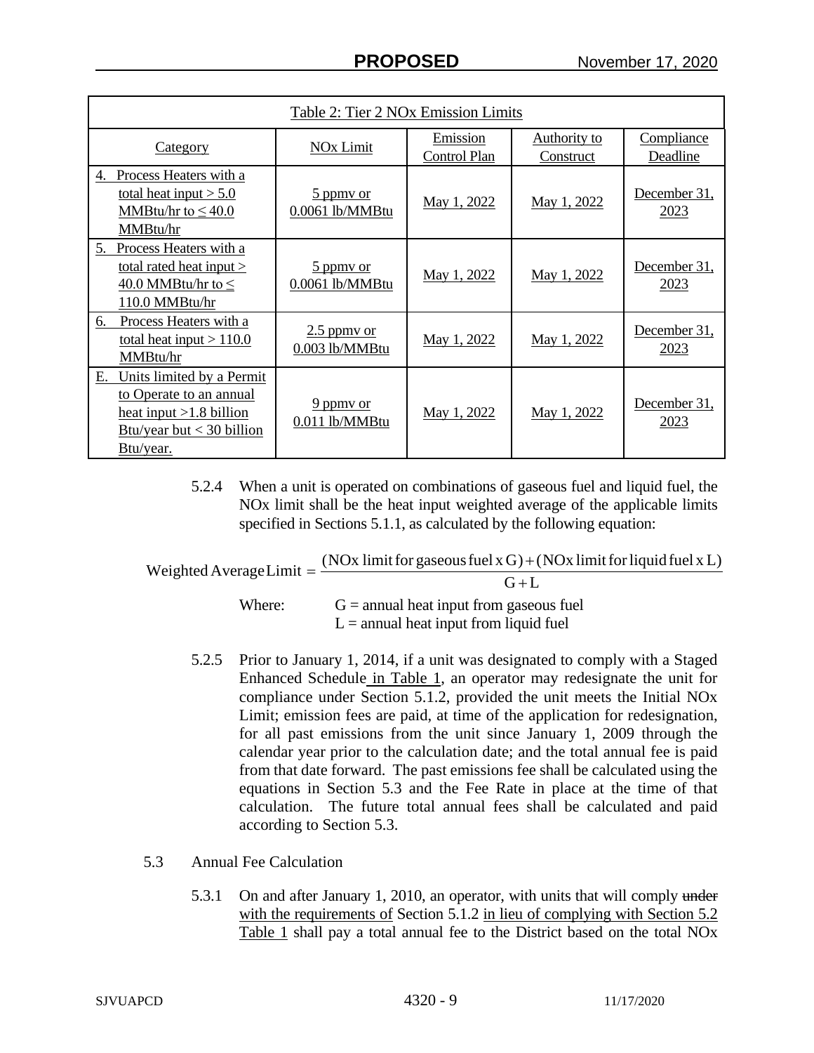| Table 2: Tier 2 NOx Emission Limits | | | | |
|---|---|---|---|---|
| Category | NOx Limit | Emission Control Plan | Authority to Construct | Compliance Deadline |
| 4. Process Heaters with a total heat input > 5.0 MMBtu/hr to ≤ 40.0 MMBtu/hr | 5 ppmv or 0.0061 lb/MMBtu | May 1, 2022 | May 1, 2022 | December 31, 2023 |
| 5. Process Heaters with a total rated heat input > 40.0 MMBtu/hr to ≤ 110.0 MMBtu/hr | 5 ppmv or 0.0061 lb/MMBtu | May 1, 2022 | May 1, 2022 | December 31, 2023 |
| 6. Process Heaters with a total heat input > 110.0 MMBtu/hr | 2.5 ppmv or 0.003 lb/MMBtu | May 1, 2022 | May 1, 2022 | December 31, 2023 |
| E. Units limited by a Permit to Operate to an annual heat input >1.8 billion Btu/year but < 30 billion Btu/year. | 9 ppmv or 0.011 lb/MMBtu | May 1, 2022 | May 1, 2022 | December 31, 2023 |

5.2.4 When a unit is operated on combinations of gaseous fuel and liquid fuel, the NOx limit shall be the heat input weighted average of the applicable limits specified in Sections 5.1.1, as calculated by the following equation:

$$\text{Weighted Average Limit} = \frac{(\text{NOx limit for gaseous fuel x G}) + (\text{NOx limit for liquid fuel x L})}{\text{G} + \text{L}}$$

Where: G = annual heat input from gaseous fuel
L = annual heat input from liquid fuel

5.2.5 Prior to January 1, 2014, if a unit was designated to comply with a Staged Enhanced Schedule in Table 1, an operator may redesignate the unit for compliance under Section 5.1.2, provided the unit meets the Initial NOx Limit; emission fees are paid, at time of the application for redesignation, for all past emissions from the unit since January 1, 2009 through the calendar year prior to the calculation date; and the total annual fee is paid from that date forward. The past emissions fee shall be calculated using the equations in Section 5.3 and the Fee Rate in place at the time of that calculation. The future total annual fees shall be calculated and paid according to Section 5.3.

5.3 Annual Fee Calculation

5.3.1 On and after January 1, 2010, an operator, with units that will comply ~~under~~ with the requirements of Section 5.1.2 in lieu of complying with Section 5.2 Table 1 shall pay a total annual fee to the District based on the total NOx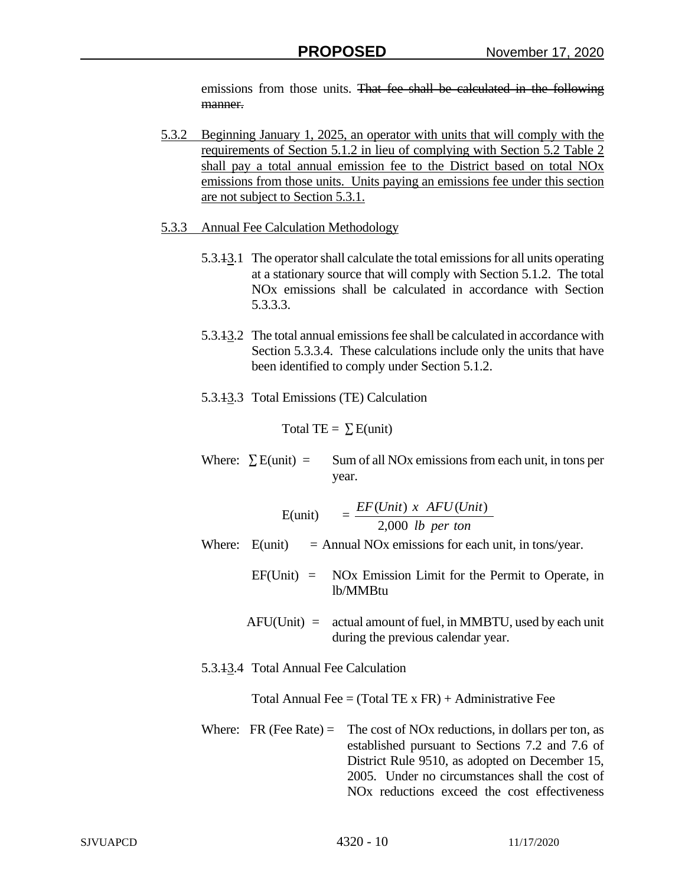emissions from those units. ~~That fee shall be calculated in the following manner.~~

5.3.2 Beginning January 1, 2025, an operator with units that will comply with the requirements of Section 5.1.2 in lieu of complying with Section 5.2 Table 2 shall pay a total annual emission fee to the District based on total NOx emissions from those units. Units paying an emissions fee under this section are not subject to Section 5.3.1.

5.3.3 Annual Fee Calculation Methodology

5.3.~~1~~3.1 The operator shall calculate the total emissions for all units operating at a stationary source that will comply with Section 5.1.2. The total NOx emissions shall be calculated in accordance with Section 5.3.3.3.

5.3.~~1~~3.2 The total annual emissions fee shall be calculated in accordance with Section 5.3.3.4. These calculations include only the units that have been identified to comply under Section 5.1.2.

5.3.~~1~~3.3 Total Emissions (TE) Calculation

$$\text{Total TE} = \sum \text{E(unit)}$$

Where: $\sum$E(unit) = Sum of all NOx emissions from each unit, in tons per year.

$$\text{E(unit)} = \frac{EF(Unit)\ x\ \ AFU(Unit)}{2{,}000\ \ lb\ \ per\ \ ton}$$

Where: E(unit) = Annual NOx emissions for each unit, in tons/year.

EF(Unit) = NOx Emission Limit for the Permit to Operate, in lb/MMBtu

AFU(Unit) = actual amount of fuel, in MMBTU, used by each unit during the previous calendar year.

5.3.~~1~~3.4 Total Annual Fee Calculation

Total Annual Fee = (Total TE x FR) + Administrative Fee

Where: FR (Fee Rate) = The cost of NOx reductions, in dollars per ton, as established pursuant to Sections 7.2 and 7.6 of District Rule 9510, as adopted on December 15, 2005. Under no circumstances shall the cost of NOx reductions exceed the cost effectiveness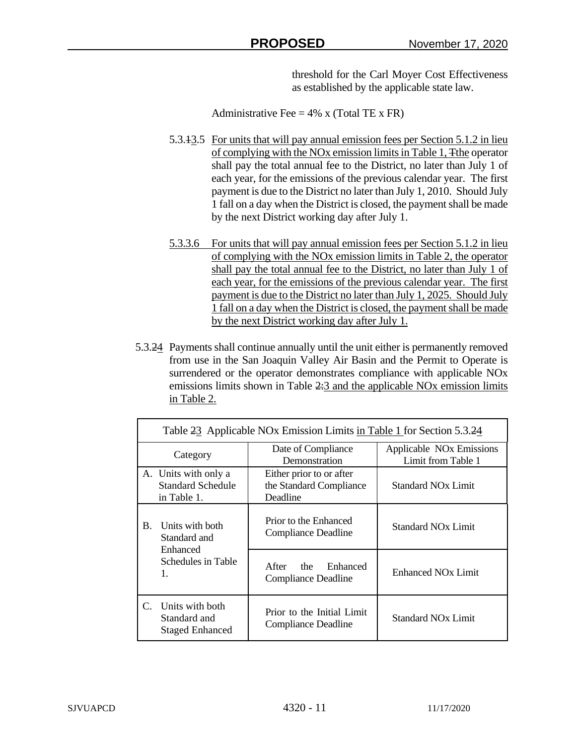threshold for the Carl Moyer Cost Effectiveness as established by the applicable state law.

Administrative Fee = 4% x (Total TE x FR)

5.3.13.5 For units that will pay annual emission fees per Section 5.1.2 in lieu of complying with the NOx emission limits in Table 1, Tthe operator shall pay the total annual fee to the District, no later than July 1 of each year, for the emissions of the previous calendar year. The first payment is due to the District no later than July 1, 2010. Should July 1 fall on a day when the District is closed, the payment shall be made by the next District working day after July 1.

5.3.3.6 For units that will pay annual emission fees per Section 5.1.2 in lieu of complying with the NOx emission limits in Table 2, the operator shall pay the total annual fee to the District, no later than July 1 of each year, for the emissions of the previous calendar year. The first payment is due to the District no later than July 1, 2025. Should July 1 fall on a day when the District is closed, the payment shall be made by the next District working day after July 1.

5.3.24 Payments shall continue annually until the unit either is permanently removed from use in the San Joaquin Valley Air Basin and the Permit to Operate is surrendered or the operator demonstrates compliance with applicable NOx emissions limits shown in Table 2:3 and the applicable NOx emission limits in Table 2.

Table 23 Applicable NOx Emission Limits in Table 1 for Section 5.3.24

| Category | Date of Compliance Demonstration | Applicable NOx Emissions Limit from Table 1 |
|---|---|---|
| A. Units with only a Standard Schedule in Table 1. | Either prior to or after the Standard Compliance Deadline | Standard NOx Limit |
| B. Units with both Standard and Enhanced Schedules in Table 1. | Prior to the Enhanced Compliance Deadline | Standard NOx Limit |
| | After the Enhanced Compliance Deadline | Enhanced NOx Limit |
| C. Units with both Standard and Staged Enhanced | Prior to the Initial Limit Compliance Deadline | Standard NOx Limit |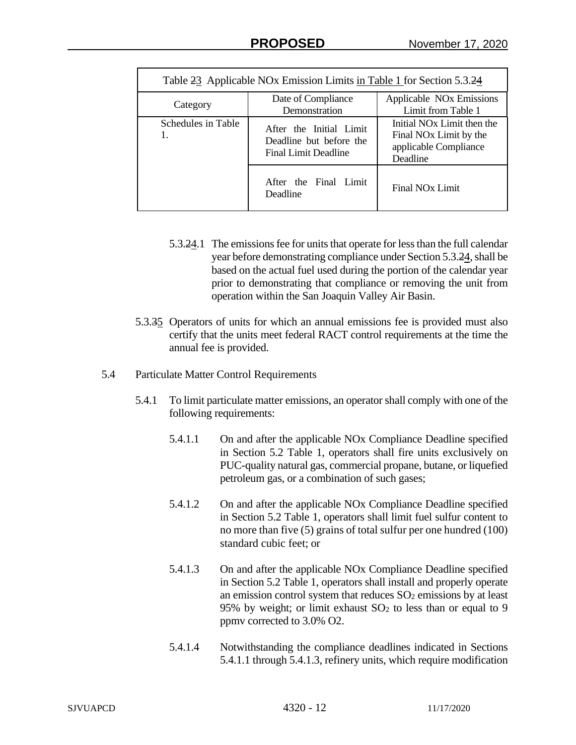| Table ~~2~~3 Applicable NOx Emission Limits in Table 1 for Section 5.3.~~2~~4 | | |
|---|---|---|
| Category | Date of Compliance Demonstration | Applicable NOx Emissions Limit from Table 1 |
| Schedules in Table 1. | After the Initial Limit Deadline but before the Final Limit Deadline | Initial NOx Limit then the Final NOx Limit by the applicable Compliance Deadline |
| | After the Final Limit Deadline | Final NOx Limit |

5.3.~~2~~4.1 The emissions fee for units that operate for less than the full calendar year before demonstrating compliance under Section 5.3.~~2~~4, shall be based on the actual fuel used during the portion of the calendar year prior to demonstrating that compliance or removing the unit from operation within the San Joaquin Valley Air Basin.

5.3.~~3~~5 Operators of units for which an annual emissions fee is provided must also certify that the units meet federal RACT control requirements at the time the annual fee is provided.

5.4 Particulate Matter Control Requirements

5.4.1 To limit particulate matter emissions, an operator shall comply with one of the following requirements:

5.4.1.1 On and after the applicable NOx Compliance Deadline specified in Section 5.2 Table 1, operators shall fire units exclusively on PUC-quality natural gas, commercial propane, butane, or liquefied petroleum gas, or a combination of such gases;

5.4.1.2 On and after the applicable NOx Compliance Deadline specified in Section 5.2 Table 1, operators shall limit fuel sulfur content to no more than five (5) grains of total sulfur per one hundred (100) standard cubic feet; or

5.4.1.3 On and after the applicable NOx Compliance Deadline specified in Section 5.2 Table 1, operators shall install and properly operate an emission control system that reduces $SO_2$ emissions by at least 95% by weight; or limit exhaust $SO_2$ to less than or equal to 9 ppmv corrected to 3.0% O2.

5.4.1.4 Notwithstanding the compliance deadlines indicated in Sections 5.4.1.1 through 5.4.1.3, refinery units, which require modification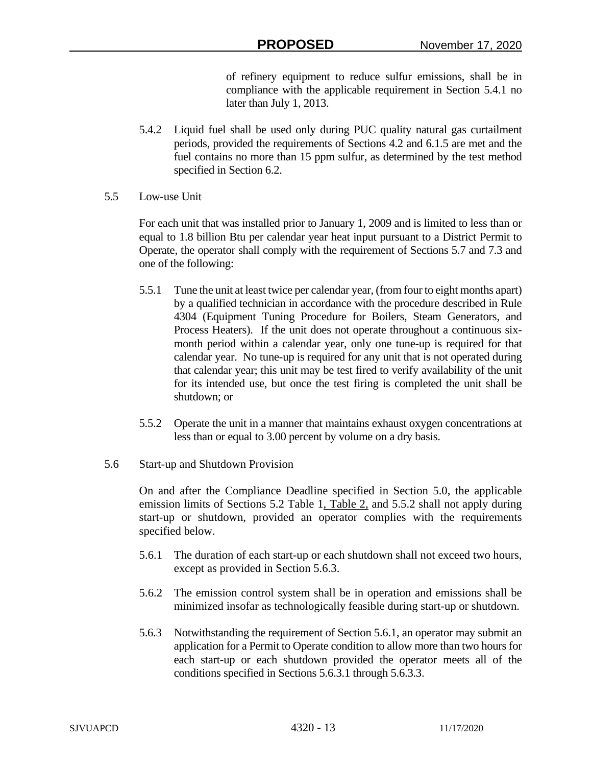of refinery equipment to reduce sulfur emissions, shall be in compliance with the applicable requirement in Section 5.4.1 no later than July 1, 2013.

5.4.2 Liquid fuel shall be used only during PUC quality natural gas curtailment periods, provided the requirements of Sections 4.2 and 6.1.5 are met and the fuel contains no more than 15 ppm sulfur, as determined by the test method specified in Section 6.2.

5.5 Low-use Unit

For each unit that was installed prior to January 1, 2009 and is limited to less than or equal to 1.8 billion Btu per calendar year heat input pursuant to a District Permit to Operate, the operator shall comply with the requirement of Sections 5.7 and 7.3 and one of the following:

5.5.1 Tune the unit at least twice per calendar year, (from four to eight months apart) by a qualified technician in accordance with the procedure described in Rule 4304 (Equipment Tuning Procedure for Boilers, Steam Generators, and Process Heaters). If the unit does not operate throughout a continuous six-month period within a calendar year, only one tune-up is required for that calendar year. No tune-up is required for any unit that is not operated during that calendar year; this unit may be test fired to verify availability of the unit for its intended use, but once the test firing is completed the unit shall be shutdown; or

5.5.2 Operate the unit in a manner that maintains exhaust oxygen concentrations at less than or equal to 3.00 percent by volume on a dry basis.

5.6 Start-up and Shutdown Provision

On and after the Compliance Deadline specified in Section 5.0, the applicable emission limits of Sections 5.2 Table 1, Table 2, and 5.5.2 shall not apply during start-up or shutdown, provided an operator complies with the requirements specified below.

5.6.1 The duration of each start-up or each shutdown shall not exceed two hours, except as provided in Section 5.6.3.

5.6.2 The emission control system shall be in operation and emissions shall be minimized insofar as technologically feasible during start-up or shutdown.

5.6.3 Notwithstanding the requirement of Section 5.6.1, an operator may submit an application for a Permit to Operate condition to allow more than two hours for each start-up or each shutdown provided the operator meets all of the conditions specified in Sections 5.6.3.1 through 5.6.3.3.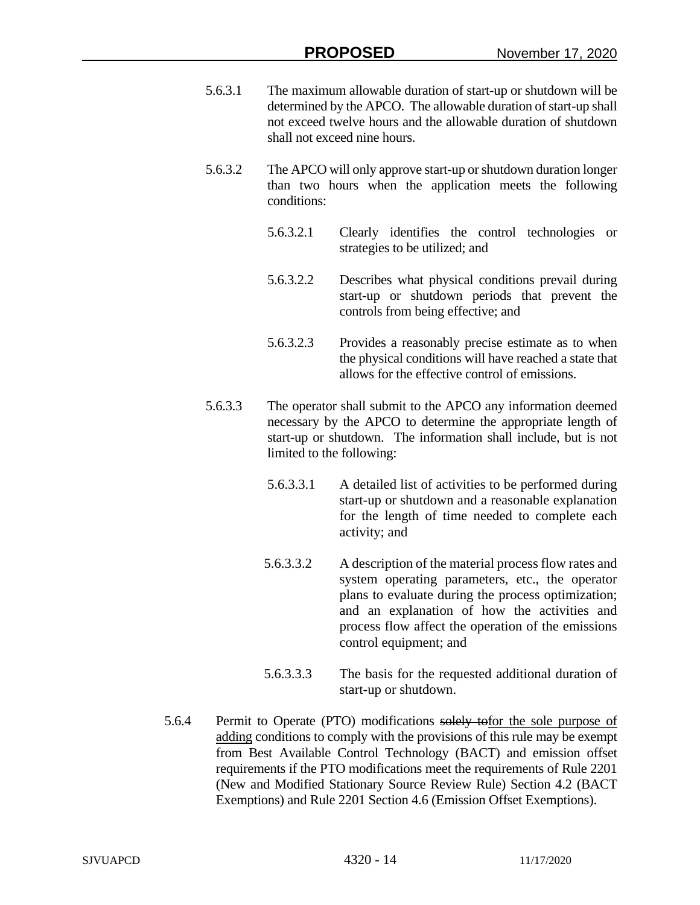5.6.3.1 The maximum allowable duration of start-up or shutdown will be determined by the APCO. The allowable duration of start-up shall not exceed twelve hours and the allowable duration of shutdown shall not exceed nine hours.

5.6.3.2 The APCO will only approve start-up or shutdown duration longer than two hours when the application meets the following conditions:

5.6.3.2.1 Clearly identifies the control technologies or strategies to be utilized; and

5.6.3.2.2 Describes what physical conditions prevail during start-up or shutdown periods that prevent the controls from being effective; and

5.6.3.2.3 Provides a reasonably precise estimate as to when the physical conditions will have reached a state that allows for the effective control of emissions.

5.6.3.3 The operator shall submit to the APCO any information deemed necessary by the APCO to determine the appropriate length of start-up or shutdown. The information shall include, but is not limited to the following:

5.6.3.3.1 A detailed list of activities to be performed during start-up or shutdown and a reasonable explanation for the length of time needed to complete each activity; and

5.6.3.3.2 A description of the material process flow rates and system operating parameters, etc., the operator plans to evaluate during the process optimization; and an explanation of how the activities and process flow affect the operation of the emissions control equipment; and

5.6.3.3.3 The basis for the requested additional duration of start-up or shutdown.

5.6.4 Permit to Operate (PTO) modifications ~~solely to~~for the sole purpose of adding conditions to comply with the provisions of this rule may be exempt from Best Available Control Technology (BACT) and emission offset requirements if the PTO modifications meet the requirements of Rule 2201 (New and Modified Stationary Source Review Rule) Section 4.2 (BACT Exemptions) and Rule 2201 Section 4.6 (Emission Offset Exemptions).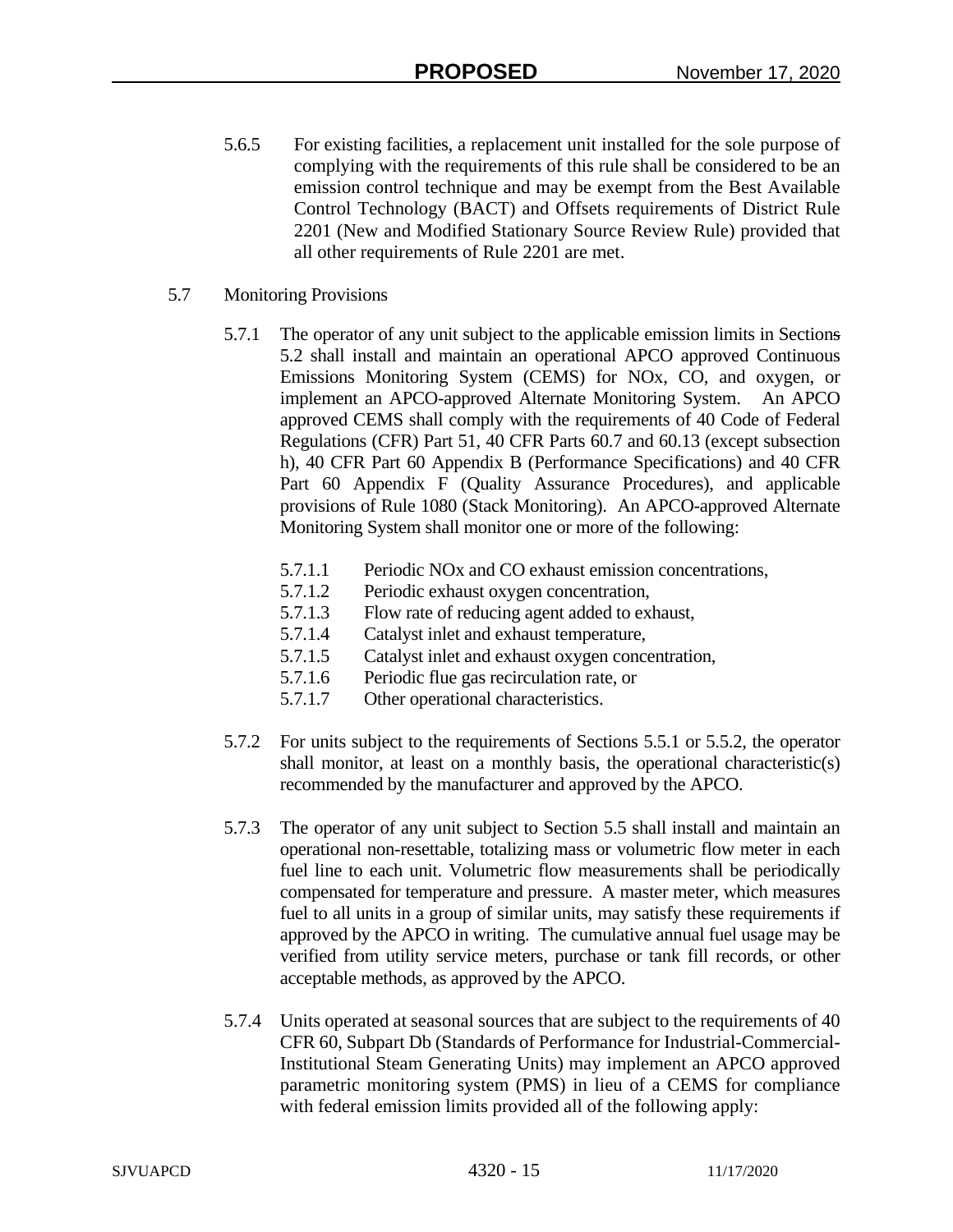5.6.5 For existing facilities, a replacement unit installed for the sole purpose of complying with the requirements of this rule shall be considered to be an emission control technique and may be exempt from the Best Available Control Technology (BACT) and Offsets requirements of District Rule 2201 (New and Modified Stationary Source Review Rule) provided that all other requirements of Rule 2201 are met.

5.7 Monitoring Provisions

5.7.1 The operator of any unit subject to the applicable emission limits in Sections 5.2 shall install and maintain an operational APCO approved Continuous Emissions Monitoring System (CEMS) for NOx, CO, and oxygen, or implement an APCO-approved Alternate Monitoring System. An APCO approved CEMS shall comply with the requirements of 40 Code of Federal Regulations (CFR) Part 51, 40 CFR Parts 60.7 and 60.13 (except subsection h), 40 CFR Part 60 Appendix B (Performance Specifications) and 40 CFR Part 60 Appendix F (Quality Assurance Procedures), and applicable provisions of Rule 1080 (Stack Monitoring). An APCO-approved Alternate Monitoring System shall monitor one or more of the following:

5.7.1.1 Periodic NOx and CO exhaust emission concentrations,
5.7.1.2 Periodic exhaust oxygen concentration,
5.7.1.3 Flow rate of reducing agent added to exhaust,
5.7.1.4 Catalyst inlet and exhaust temperature,
5.7.1.5 Catalyst inlet and exhaust oxygen concentration,
5.7.1.6 Periodic flue gas recirculation rate, or
5.7.1.7 Other operational characteristics.

5.7.2 For units subject to the requirements of Sections 5.5.1 or 5.5.2, the operator shall monitor, at least on a monthly basis, the operational characteristic(s) recommended by the manufacturer and approved by the APCO.

5.7.3 The operator of any unit subject to Section 5.5 shall install and maintain an operational non-resettable, totalizing mass or volumetric flow meter in each fuel line to each unit. Volumetric flow measurements shall be periodically compensated for temperature and pressure. A master meter, which measures fuel to all units in a group of similar units, may satisfy these requirements if approved by the APCO in writing. The cumulative annual fuel usage may be verified from utility service meters, purchase or tank fill records, or other acceptable methods, as approved by the APCO.

5.7.4 Units operated at seasonal sources that are subject to the requirements of 40 CFR 60, Subpart Db (Standards of Performance for Industrial-Commercial-Institutional Steam Generating Units) may implement an APCO approved parametric monitoring system (PMS) in lieu of a CEMS for compliance with federal emission limits provided all of the following apply: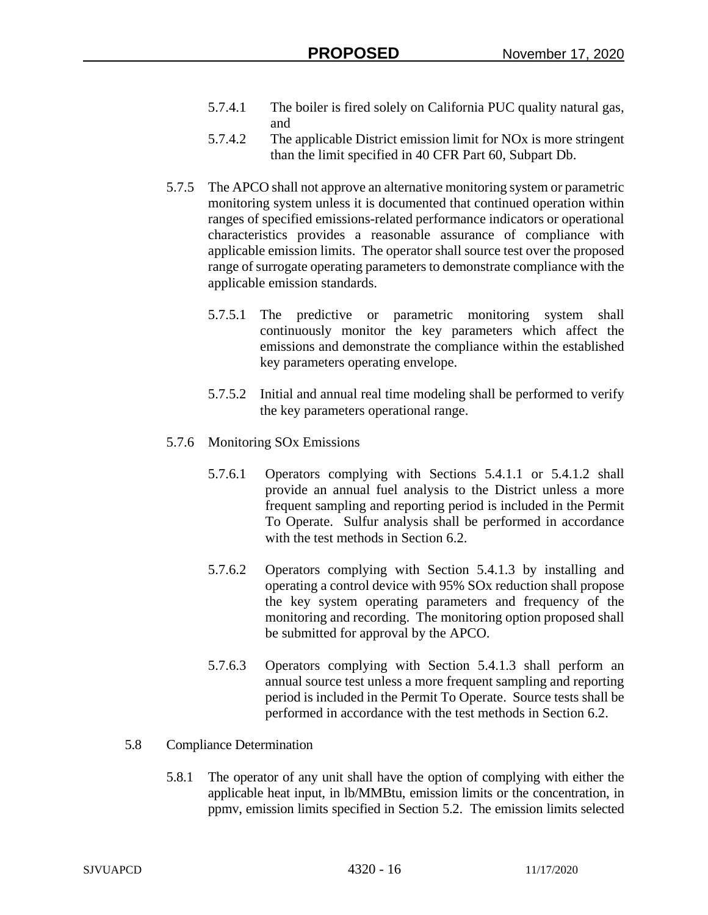5.7.4.1 The boiler is fired solely on California PUC quality natural gas, and

5.7.4.2 The applicable District emission limit for NOx is more stringent than the limit specified in 40 CFR Part 60, Subpart Db.

5.7.5 The APCO shall not approve an alternative monitoring system or parametric monitoring system unless it is documented that continued operation within ranges of specified emissions-related performance indicators or operational characteristics provides a reasonable assurance of compliance with applicable emission limits. The operator shall source test over the proposed range of surrogate operating parameters to demonstrate compliance with the applicable emission standards.

5.7.5.1 The predictive or parametric monitoring system shall continuously monitor the key parameters which affect the emissions and demonstrate the compliance within the established key parameters operating envelope.

5.7.5.2 Initial and annual real time modeling shall be performed to verify the key parameters operational range.

5.7.6 Monitoring SOx Emissions

5.7.6.1 Operators complying with Sections 5.4.1.1 or 5.4.1.2 shall provide an annual fuel analysis to the District unless a more frequent sampling and reporting period is included in the Permit To Operate. Sulfur analysis shall be performed in accordance with the test methods in Section 6.2.

5.7.6.2 Operators complying with Section 5.4.1.3 by installing and operating a control device with 95% SOx reduction shall propose the key system operating parameters and frequency of the monitoring and recording. The monitoring option proposed shall be submitted for approval by the APCO.

5.7.6.3 Operators complying with Section 5.4.1.3 shall perform an annual source test unless a more frequent sampling and reporting period is included in the Permit To Operate. Source tests shall be performed in accordance with the test methods in Section 6.2.

5.8 Compliance Determination

5.8.1 The operator of any unit shall have the option of complying with either the applicable heat input, in lb/MMBtu, emission limits or the concentration, in ppmv, emission limits specified in Section 5.2. The emission limits selected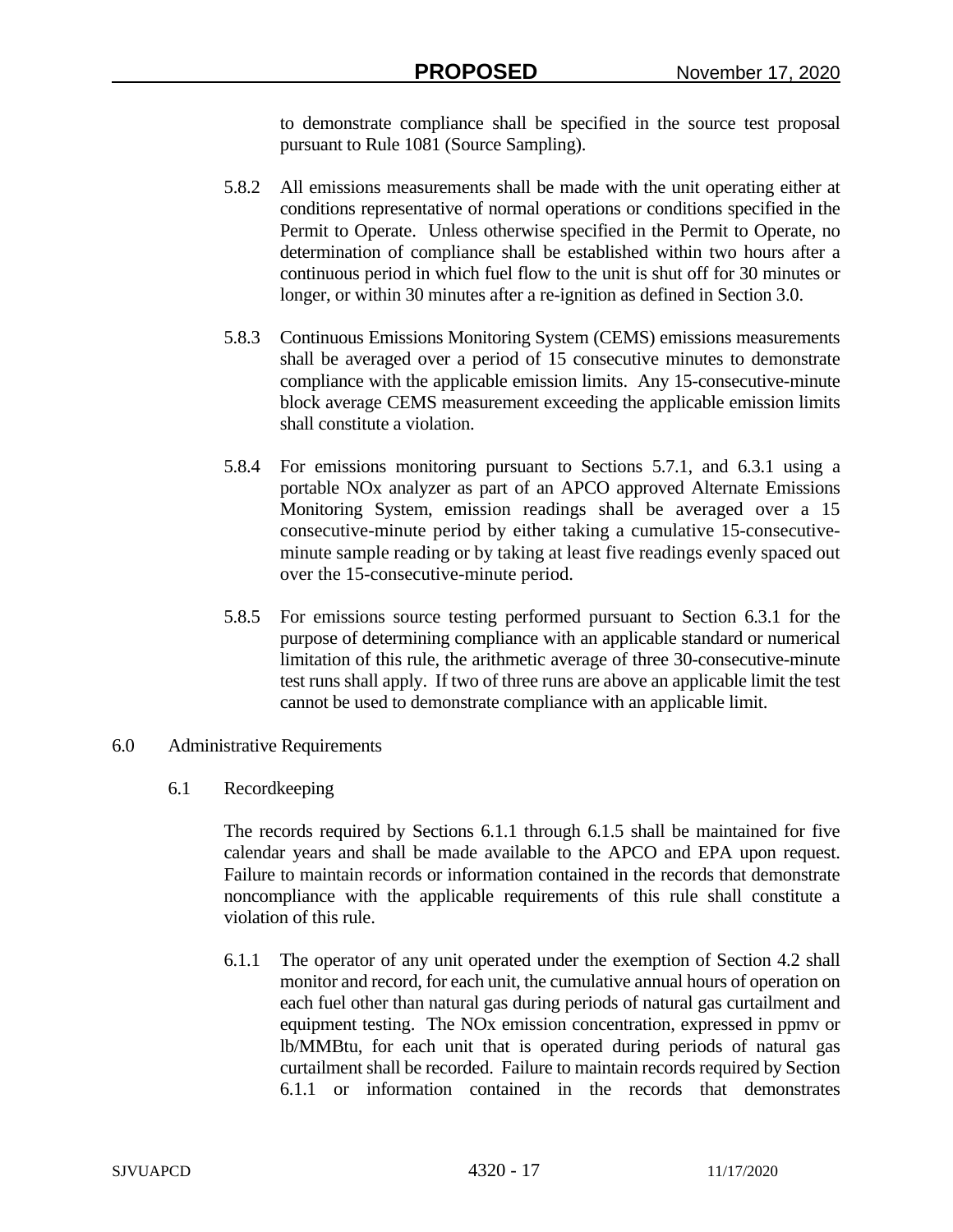to demonstrate compliance shall be specified in the source test proposal pursuant to Rule 1081 (Source Sampling).

5.8.2 All emissions measurements shall be made with the unit operating either at conditions representative of normal operations or conditions specified in the Permit to Operate. Unless otherwise specified in the Permit to Operate, no determination of compliance shall be established within two hours after a continuous period in which fuel flow to the unit is shut off for 30 minutes or longer, or within 30 minutes after a re-ignition as defined in Section 3.0.

5.8.3 Continuous Emissions Monitoring System (CEMS) emissions measurements shall be averaged over a period of 15 consecutive minutes to demonstrate compliance with the applicable emission limits. Any 15-consecutive-minute block average CEMS measurement exceeding the applicable emission limits shall constitute a violation.

5.8.4 For emissions monitoring pursuant to Sections 5.7.1, and 6.3.1 using a portable NOx analyzer as part of an APCO approved Alternate Emissions Monitoring System, emission readings shall be averaged over a 15 consecutive-minute period by either taking a cumulative 15-consecutive-minute sample reading or by taking at least five readings evenly spaced out over the 15-consecutive-minute period.

5.8.5 For emissions source testing performed pursuant to Section 6.3.1 for the purpose of determining compliance with an applicable standard or numerical limitation of this rule, the arithmetic average of three 30-consecutive-minute test runs shall apply. If two of three runs are above an applicable limit the test cannot be used to demonstrate compliance with an applicable limit.

## 6.0 Administrative Requirements

### 6.1 Recordkeeping

The records required by Sections 6.1.1 through 6.1.5 shall be maintained for five calendar years and shall be made available to the APCO and EPA upon request. Failure to maintain records or information contained in the records that demonstrate noncompliance with the applicable requirements of this rule shall constitute a violation of this rule.

6.1.1 The operator of any unit operated under the exemption of Section 4.2 shall monitor and record, for each unit, the cumulative annual hours of operation on each fuel other than natural gas during periods of natural gas curtailment and equipment testing. The NOx emission concentration, expressed in ppmv or lb/MMBtu, for each unit that is operated during periods of natural gas curtailment shall be recorded. Failure to maintain records required by Section 6.1.1 or information contained in the records that demonstrates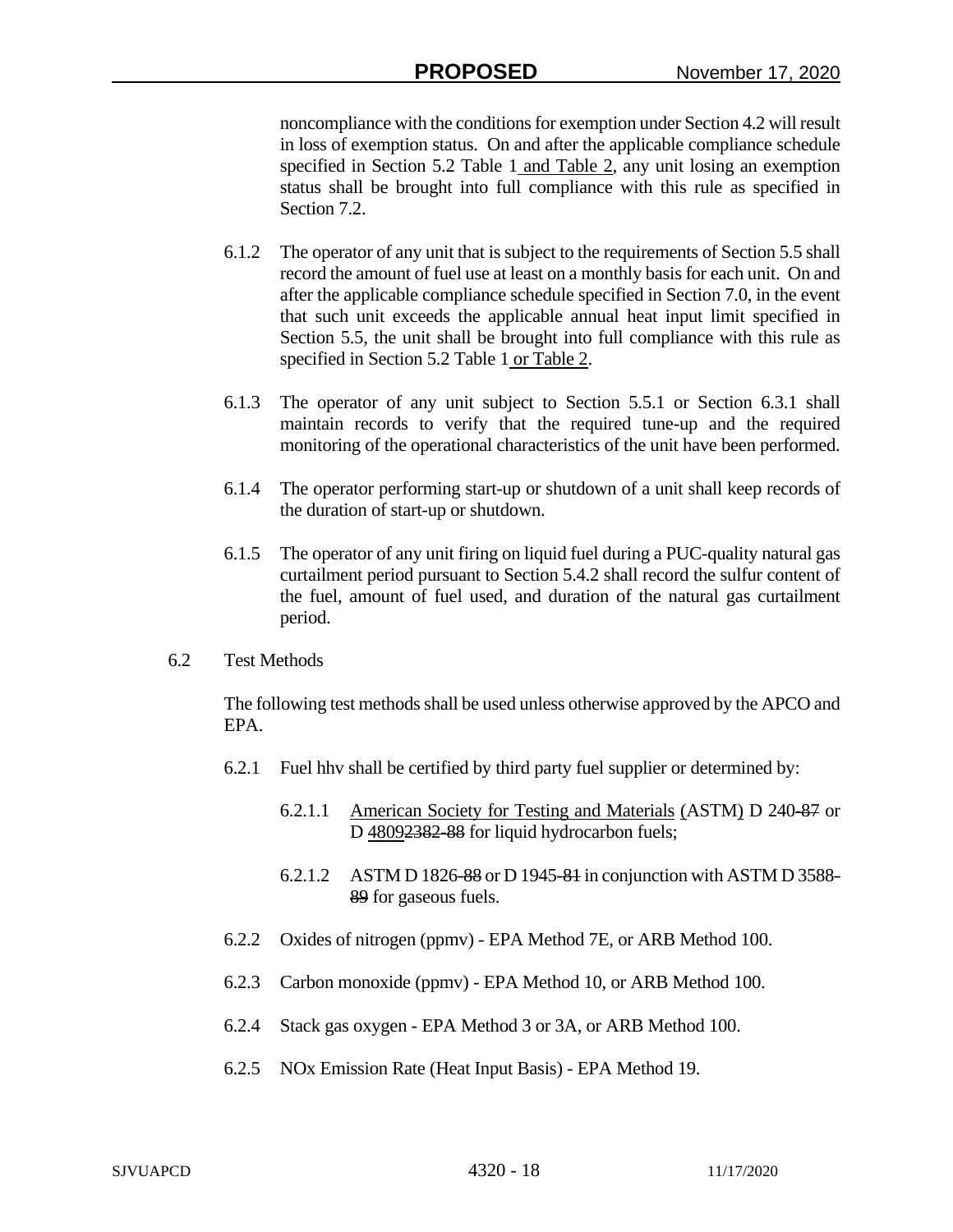noncompliance with the conditions for exemption under Section 4.2 will result in loss of exemption status. On and after the applicable compliance schedule specified in Section 5.2 Table 1 and Table 2, any unit losing an exemption status shall be brought into full compliance with this rule as specified in Section 7.2.

6.1.2 The operator of any unit that is subject to the requirements of Section 5.5 shall record the amount of fuel use at least on a monthly basis for each unit. On and after the applicable compliance schedule specified in Section 7.0, in the event that such unit exceeds the applicable annual heat input limit specified in Section 5.5, the unit shall be brought into full compliance with this rule as specified in Section 5.2 Table 1 or Table 2.

6.1.3 The operator of any unit subject to Section 5.5.1 or Section 6.3.1 shall maintain records to verify that the required tune-up and the required monitoring of the operational characteristics of the unit have been performed.

6.1.4 The operator performing start-up or shutdown of a unit shall keep records of the duration of start-up or shutdown.

6.1.5 The operator of any unit firing on liquid fuel during a PUC-quality natural gas curtailment period pursuant to Section 5.4.2 shall record the sulfur content of the fuel, amount of fuel used, and duration of the natural gas curtailment period.

6.2 Test Methods

The following test methods shall be used unless otherwise approved by the APCO and EPA.

6.2.1 Fuel hhv shall be certified by third party fuel supplier or determined by:

6.2.1.1 American Society for Testing and Materials (ASTM) D 240-87 or D 48092382-88 for liquid hydrocarbon fuels;

6.2.1.2 ASTM D 1826-88 or D 1945-81 in conjunction with ASTM D 3588-89 for gaseous fuels.

6.2.2 Oxides of nitrogen (ppmv) - EPA Method 7E, or ARB Method 100.

6.2.3 Carbon monoxide (ppmv) - EPA Method 10, or ARB Method 100.

6.2.4 Stack gas oxygen - EPA Method 3 or 3A, or ARB Method 100.

6.2.5 NOx Emission Rate (Heat Input Basis) - EPA Method 19.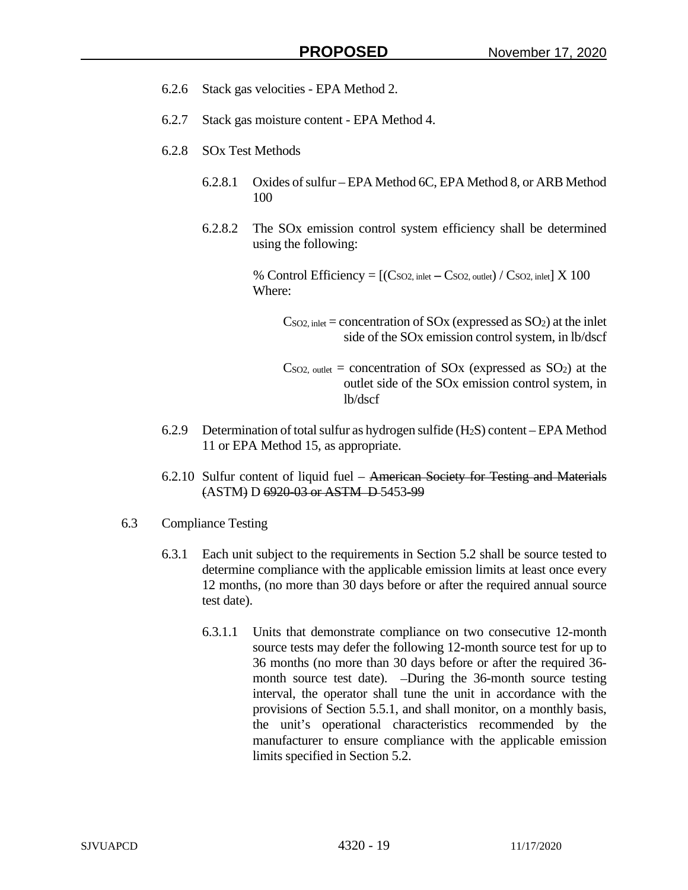6.2.6 Stack gas velocities - EPA Method 2.

6.2.7 Stack gas moisture content - EPA Method 4.

6.2.8 SOx Test Methods

6.2.8.1 Oxides of sulfur – EPA Method 6C, EPA Method 8, or ARB Method 100

6.2.8.2 The SOx emission control system efficiency shall be determined using the following:

$$\% \text{ Control Efficiency} = [(C_{SO2,\,inlet} - C_{SO2,\,outlet}) / C_{SO2,\,inlet}] \times 100$$

Where:

$C_{SO2,\,inlet}$ = concentration of SOx (expressed as $SO_2$) at the inlet side of the SOx emission control system, in lb/dscf

$C_{SO2,\,outlet}$ = concentration of SOx (expressed as $SO_2$) at the outlet side of the SOx emission control system, in lb/dscf

6.2.9 Determination of total sulfur as hydrogen sulfide ($H_2S$) content – EPA Method 11 or EPA Method 15, as appropriate.

6.2.10 Sulfur content of liquid fuel – ~~American Society for Testing and Materials~~ ~~(~~ASTM~~)~~ D ~~6920-03 or ASTM D~~ 5453~~-99~~

6.3 Compliance Testing

6.3.1 Each unit subject to the requirements in Section 5.2 shall be source tested to determine compliance with the applicable emission limits at least once every 12 months, (no more than 30 days before or after the required annual source test date).

6.3.1.1 Units that demonstrate compliance on two consecutive 12-month source tests may defer the following 12-month source test for up to 36 months (no more than 30 days before or after the required 36-month source test date). During the 36-month source testing interval, the operator shall tune the unit in accordance with the provisions of Section 5.5.1, and shall monitor, on a monthly basis, the unit's operational characteristics recommended by the manufacturer to ensure compliance with the applicable emission limits specified in Section 5.2.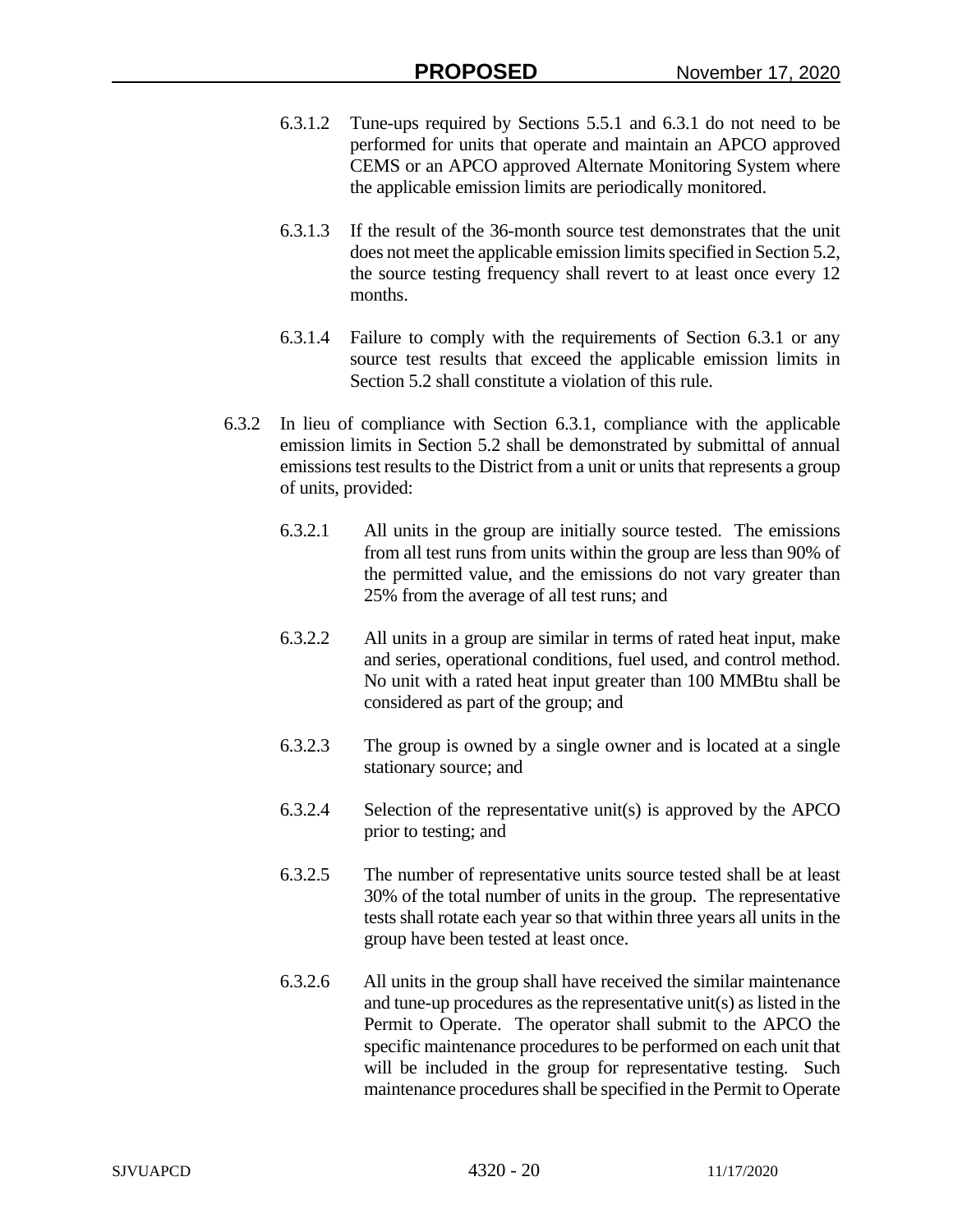6.3.1.2 Tune-ups required by Sections 5.5.1 and 6.3.1 do not need to be performed for units that operate and maintain an APCO approved CEMS or an APCO approved Alternate Monitoring System where the applicable emission limits are periodically monitored.

6.3.1.3 If the result of the 36-month source test demonstrates that the unit does not meet the applicable emission limits specified in Section 5.2, the source testing frequency shall revert to at least once every 12 months.

6.3.1.4 Failure to comply with the requirements of Section 6.3.1 or any source test results that exceed the applicable emission limits in Section 5.2 shall constitute a violation of this rule.

6.3.2 In lieu of compliance with Section 6.3.1, compliance with the applicable emission limits in Section 5.2 shall be demonstrated by submittal of annual emissions test results to the District from a unit or units that represents a group of units, provided:

6.3.2.1 All units in the group are initially source tested. The emissions from all test runs from units within the group are less than 90% of the permitted value, and the emissions do not vary greater than 25% from the average of all test runs; and

6.3.2.2 All units in a group are similar in terms of rated heat input, make and series, operational conditions, fuel used, and control method. No unit with a rated heat input greater than 100 MMBtu shall be considered as part of the group; and

6.3.2.3 The group is owned by a single owner and is located at a single stationary source; and

6.3.2.4 Selection of the representative unit(s) is approved by the APCO prior to testing; and

6.3.2.5 The number of representative units source tested shall be at least 30% of the total number of units in the group. The representative tests shall rotate each year so that within three years all units in the group have been tested at least once.

6.3.2.6 All units in the group shall have received the similar maintenance and tune-up procedures as the representative unit(s) as listed in the Permit to Operate. The operator shall submit to the APCO the specific maintenance procedures to be performed on each unit that will be included in the group for representative testing. Such maintenance procedures shall be specified in the Permit to Operate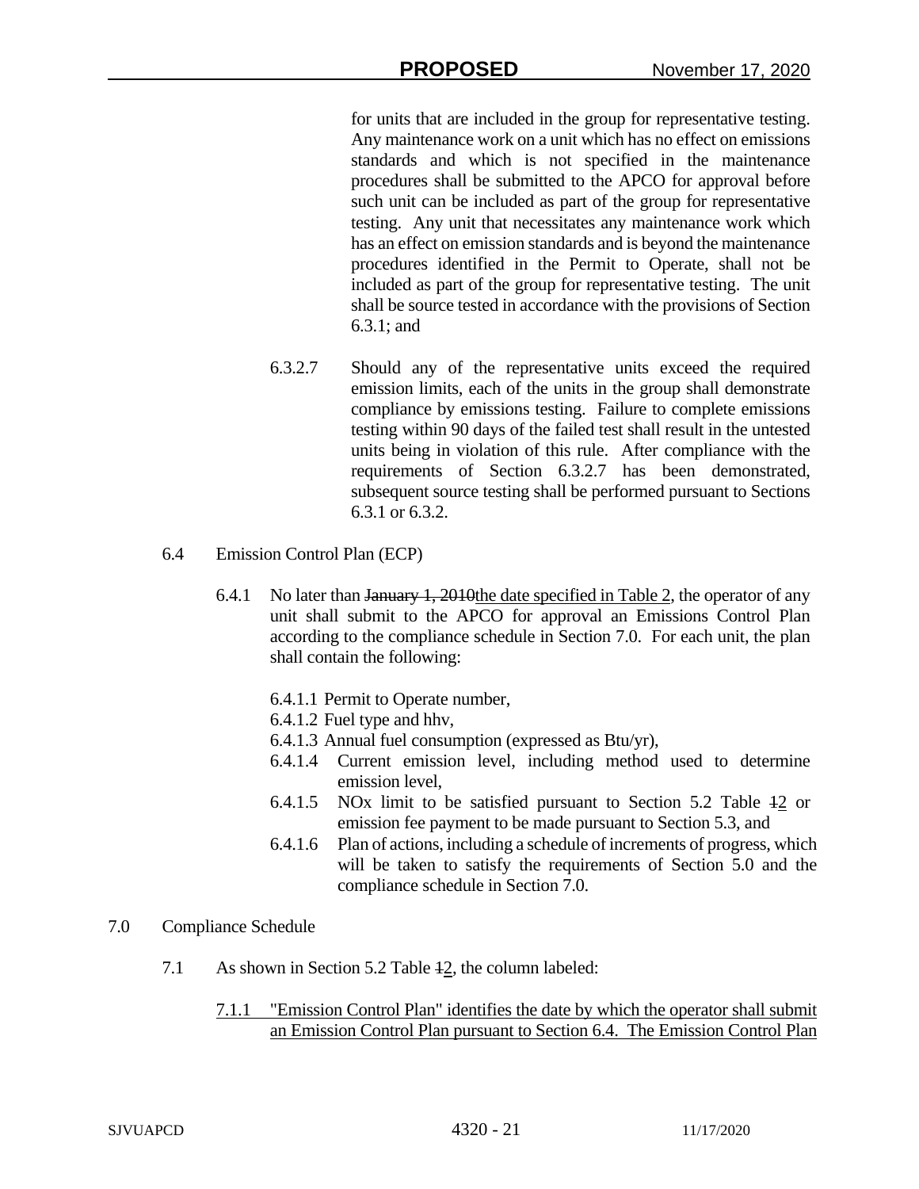for units that are included in the group for representative testing. Any maintenance work on a unit which has no effect on emissions standards and which is not specified in the maintenance procedures shall be submitted to the APCO for approval before such unit can be included as part of the group for representative testing. Any unit that necessitates any maintenance work which has an effect on emission standards and is beyond the maintenance procedures identified in the Permit to Operate, shall not be included as part of the group for representative testing. The unit shall be source tested in accordance with the provisions of Section 6.3.1; and

6.3.2.7 Should any of the representative units exceed the required emission limits, each of the units in the group shall demonstrate compliance by emissions testing. Failure to complete emissions testing within 90 days of the failed test shall result in the untested units being in violation of this rule. After compliance with the requirements of Section 6.3.2.7 has been demonstrated, subsequent source testing shall be performed pursuant to Sections 6.3.1 or 6.3.2.

6.4 Emission Control Plan (ECP)

6.4.1 No later than ~~January 1, 2010~~<u>the date specified in Table 2</u>, the operator of any unit shall submit to the APCO for approval an Emissions Control Plan according to the compliance schedule in Section 7.0. For each unit, the plan shall contain the following:

6.4.1.1 Permit to Operate number,
6.4.1.2 Fuel type and hhv,
6.4.1.3 Annual fuel consumption (expressed as Btu/yr),
6.4.1.4 Current emission level, including method used to determine emission level,
6.4.1.5 NOx limit to be satisfied pursuant to Section 5.2 Table ~~1~~<u>2</u> or emission fee payment to be made pursuant to Section 5.3, and
6.4.1.6 Plan of actions, including a schedule of increments of progress, which will be taken to satisfy the requirements of Section 5.0 and the compliance schedule in Section 7.0.

7.0 Compliance Schedule

7.1 As shown in Section 5.2 Table ~~1~~<u>2</u>, the column labeled:

<u>7.1.1 "Emission Control Plan" identifies the date by which the operator shall submit an Emission Control Plan pursuant to Section 6.4. The Emission Control Plan</u>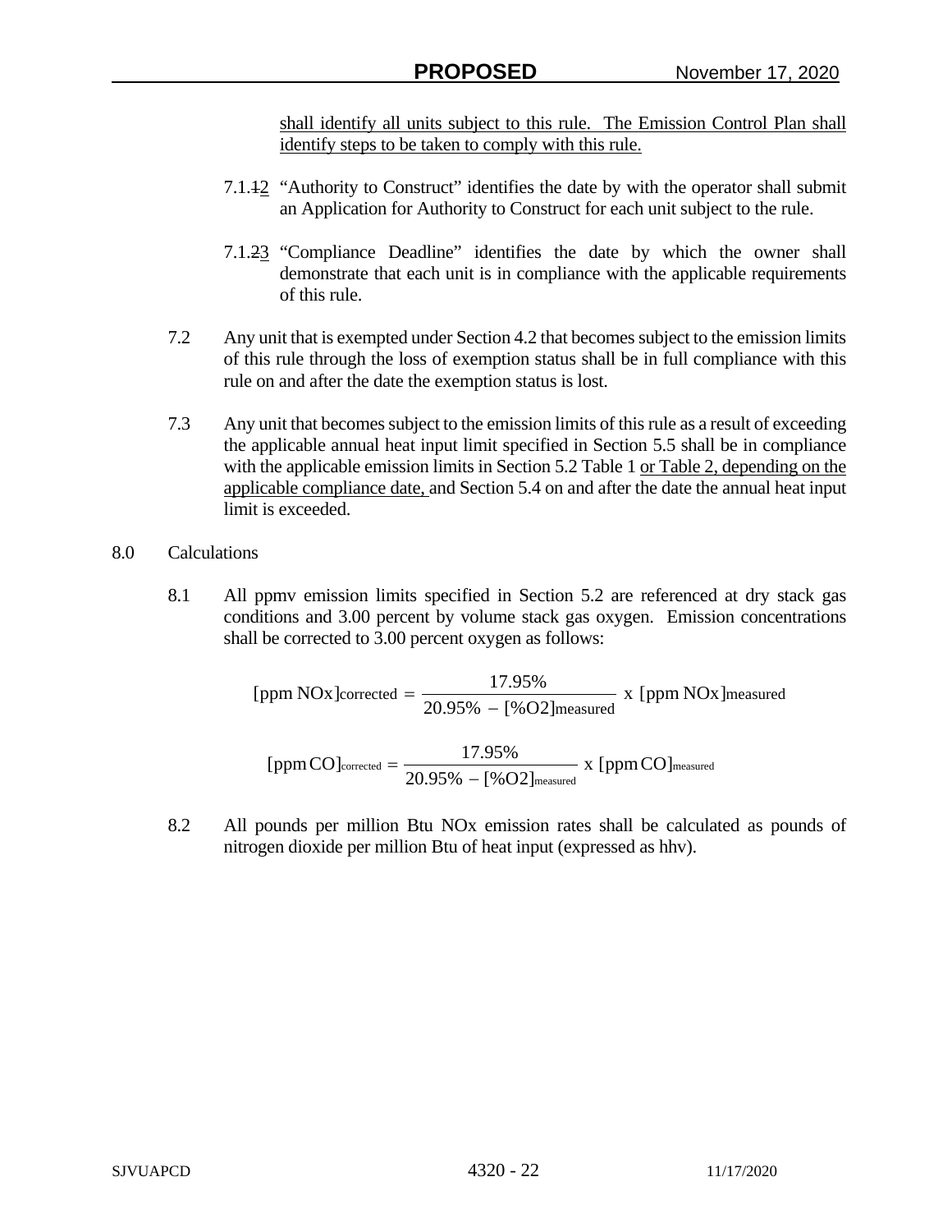shall identify all units subject to this rule. The Emission Control Plan shall identify steps to be taken to comply with this rule.

7.1.12 "Authority to Construct" identifies the date by with the operator shall submit an Application for Authority to Construct for each unit subject to the rule.

7.1.23 "Compliance Deadline" identifies the date by which the owner shall demonstrate that each unit is in compliance with the applicable requirements of this rule.

7.2 Any unit that is exempted under Section 4.2 that becomes subject to the emission limits of this rule through the loss of exemption status shall be in full compliance with this rule on and after the date the exemption status is lost.

7.3 Any unit that becomes subject to the emission limits of this rule as a result of exceeding the applicable annual heat input limit specified in Section 5.5 shall be in compliance with the applicable emission limits in Section 5.2 Table 1 or Table 2, depending on the applicable compliance date, and Section 5.4 on and after the date the annual heat input limit is exceeded.

8.0 Calculations

8.1 All ppmv emission limits specified in Section 5.2 are referenced at dry stack gas conditions and 3.00 percent by volume stack gas oxygen. Emission concentrations shall be corrected to 3.00 percent oxygen as follows:

$$[\text{ppm NOx}]_{\text{corrected}} = \frac{17.95\%}{20.95\% - [\%\text{O2}]_{\text{measured}}} \text{ x } [\text{ppm NOx}]_{\text{measured}}$$

$$[\text{ppm CO}]_{\text{corrected}} = \frac{17.95\%}{20.95\% - [\%\text{O2}]_{\text{measured}}} \text{ x } [\text{ppm CO}]_{\text{measured}}$$

8.2 All pounds per million Btu NOx emission rates shall be calculated as pounds of nitrogen dioxide per million Btu of heat input (expressed as hhv).